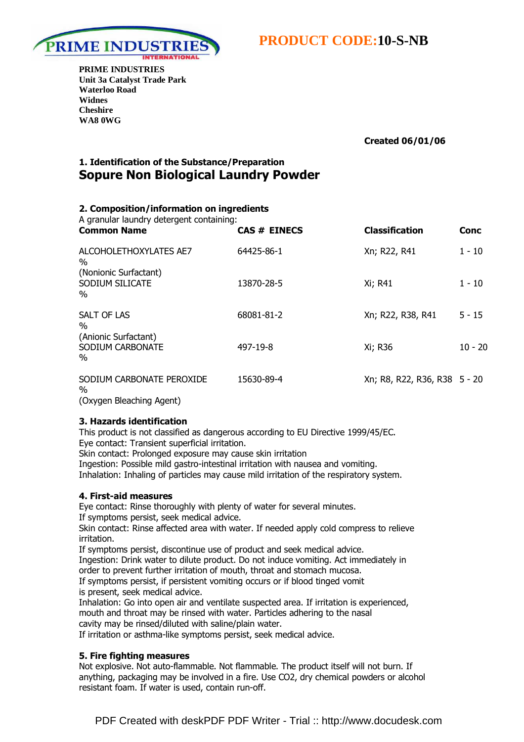PRIME INDUSTRIES INTERNATIONAL

**PRODUCT CODE:10-S-NB**

**PRIME INDUSTRIES**
**Unit 3a Catalyst Trade Park**
**Waterloo Road**
**Widnes**
**Cheshire**
**WA8 0WG**

**Created 06/01/06**

## 1. Identification of the Substance/Preparation

# Sopure Non Biological Laundry Powder

## 2. Composition/information on ingredients

A granular laundry detergent containing:

| Common Name | CAS # EINECS | Classification | Conc |
|---|---|---|---|
| ALCOHOLETHOXYLATES AE7 % (Nonionic Surfactant) | 64425-86-1 | Xn; R22, R41 | 1 - 10 |
| SODIUM SILICATE % | 13870-28-5 | Xi; R41 | 1 - 10 |
| SALT OF LAS % (Anionic Surfactant) | 68081-81-2 | Xn; R22, R38, R41 | 5 - 15 |
| SODIUM CARBONATE % | 497-19-8 | Xi; R36 | 10 - 20 |
| SODIUM CARBONATE PEROXIDE % (Oxygen Bleaching Agent) | 15630-89-4 | Xn; R8, R22, R36, R38 | 5 - 20 |

## 3. Hazards identification

This product is not classified as dangerous according to EU Directive 1999/45/EC.
Eye contact: Transient superficial irritation.
Skin contact: Prolonged exposure may cause skin irritation
Ingestion: Possible mild gastro-intestinal irritation with nausea and vomiting.
Inhalation: Inhaling of particles may cause mild irritation of the respiratory system.

## 4. First-aid measures

Eye contact: Rinse thoroughly with plenty of water for several minutes.
If symptoms persist, seek medical advice.
Skin contact: Rinse affected area with water. If needed apply cold compress to relieve irritation.
If symptoms persist, discontinue use of product and seek medical advice.
Ingestion: Drink water to dilute product. Do not induce vomiting. Act immediately in order to prevent further irritation of mouth, throat and stomach mucosa.
If symptoms persist, if persistent vomiting occurs or if blood tinged vomit is present, seek medical advice.
Inhalation: Go into open air and ventilate suspected area. If irritation is experienced, mouth and throat may be rinsed with water. Particles adhering to the nasal cavity may be rinsed/diluted with saline/plain water.
If irritation or asthma-like symptoms persist, seek medical advice.

## 5. Fire fighting measures

Not explosive. Not auto-flammable. Not flammable. The product itself will not burn. If anything, packaging may be involved in a fire. Use CO2, dry chemical powders or alcohol resistant foam. If water is used, contain run-off.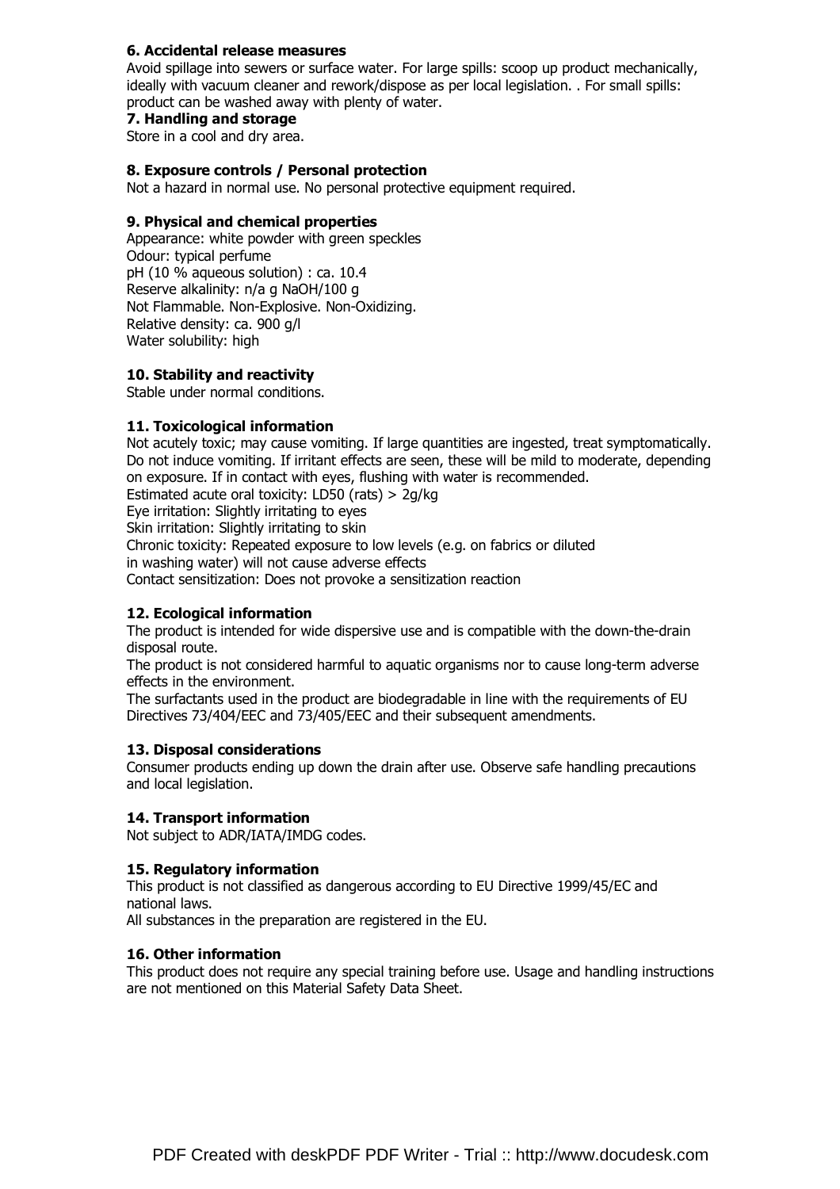## 6. Accidental release measures

Avoid spillage into sewers or surface water. For large spills: scoop up product mechanically, ideally with vacuum cleaner and rework/dispose as per local legislation. . For small spills: product can be washed away with plenty of water.

## 7. Handling and storage

Store in a cool and dry area.

## 8. Exposure controls / Personal protection

Not a hazard in normal use. No personal protective equipment required.

## 9. Physical and chemical properties

Appearance: white powder with green speckles
Odour: typical perfume
pH (10 % aqueous solution) : ca. 10.4
Reserve alkalinity: n/a g NaOH/100 g
Not Flammable. Non-Explosive. Non-Oxidizing.
Relative density: ca. 900 g/l
Water solubility: high

## 10. Stability and reactivity

Stable under normal conditions.

## 11. Toxicological information

Not acutely toxic; may cause vomiting. If large quantities are ingested, treat symptomatically. Do not induce vomiting. If irritant effects are seen, these will be mild to moderate, depending on exposure. If in contact with eyes, flushing with water is recommended.
Estimated acute oral toxicity: LD50 (rats) > 2g/kg
Eye irritation: Slightly irritating to eyes
Skin irritation: Slightly irritating to skin
Chronic toxicity: Repeated exposure to low levels (e.g. on fabrics or diluted in washing water) will not cause adverse effects
Contact sensitization: Does not provoke a sensitization reaction

## 12. Ecological information

The product is intended for wide dispersive use and is compatible with the down-the-drain disposal route.
The product is not considered harmful to aquatic organisms nor to cause long-term adverse effects in the environment.
The surfactants used in the product are biodegradable in line with the requirements of EU Directives 73/404/EEC and 73/405/EEC and their subsequent amendments.

## 13. Disposal considerations

Consumer products ending up down the drain after use. Observe safe handling precautions and local legislation.

## 14. Transport information

Not subject to ADR/IATA/IMDG codes.

## 15. Regulatory information

This product is not classified as dangerous according to EU Directive 1999/45/EC and national laws.
All substances in the preparation are registered in the EU.

## 16. Other information

This product does not require any special training before use. Usage and handling instructions are not mentioned on this Material Safety Data Sheet.